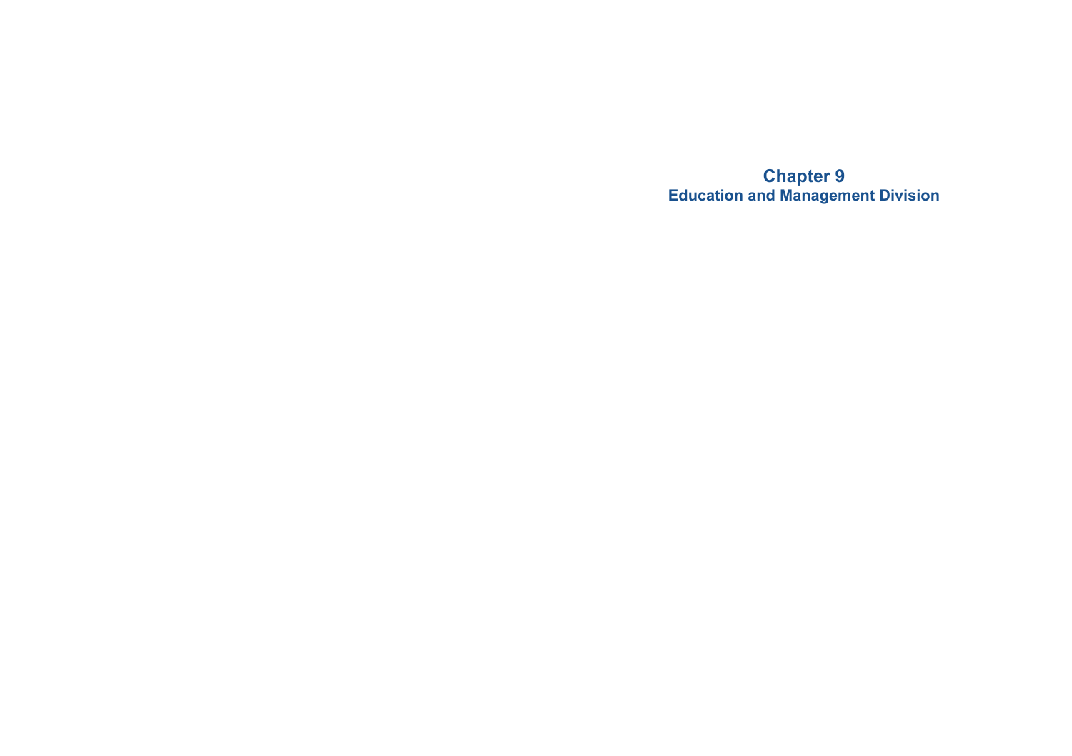# Chapter 9
## Education and Management Division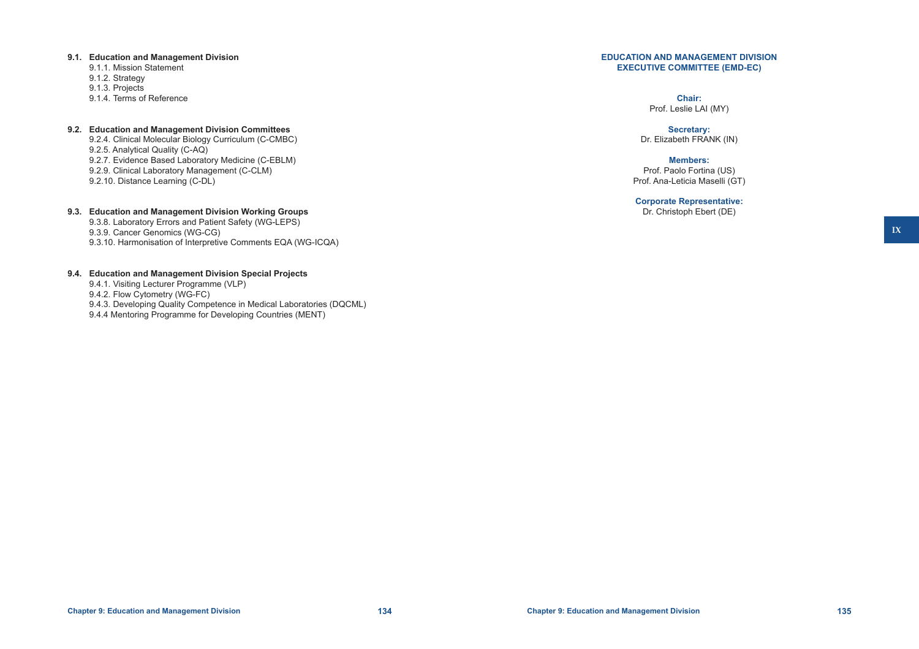**9.1. Education and Management Division**

- 9.1.1. Mission Statement
- 9.1.2. Strategy
- 9.1.3. Projects
- 9.1.4. Terms of Reference

**9.2. Education and Management Division Committees**

- 9.2.4. Clinical Molecular Biology Curriculum (C-CMBC)
- 9.2.5. Analytical Quality (C-AQ)
- 9.2.7. Evidence Based Laboratory Medicine (C-EBLM)
- 9.2.9. Clinical Laboratory Management (C-CLM)
- 9.2.10. Distance Learning (C-DL)

**9.3. Education and Management Division Working Groups**

- 9.3.8. Laboratory Errors and Patient Safety (WG-LEPS)
- 9.3.9. Cancer Genomics (WG-CG)
- 9.3.10. Harmonisation of Interpretive Comments EQA (WG-ICQA)

**9.4. Education and Management Division Special Projects**

- 9.4.1. Visiting Lecturer Programme (VLP)
- 9.4.2. Flow Cytometry (WG-FC)
- 9.4.3. Developing Quality Competence in Medical Laboratories (DQCML)
- 9.4.4 Mentoring Programme for Developing Countries (MENT)

## EDUCATION AND MANAGEMENT DIVISION EXECUTIVE COMMITTEE (EMD-EC)

**Chair:**
Prof. Leslie LAI (MY)

**Secretary:**
Dr. Elizabeth FRANK (IN)

**Members:**
Prof. Paolo Fortina (US)
Prof. Ana-Leticia Maselli (GT)

**Corporate Representative:**
Dr. Christoph Ebert (DE)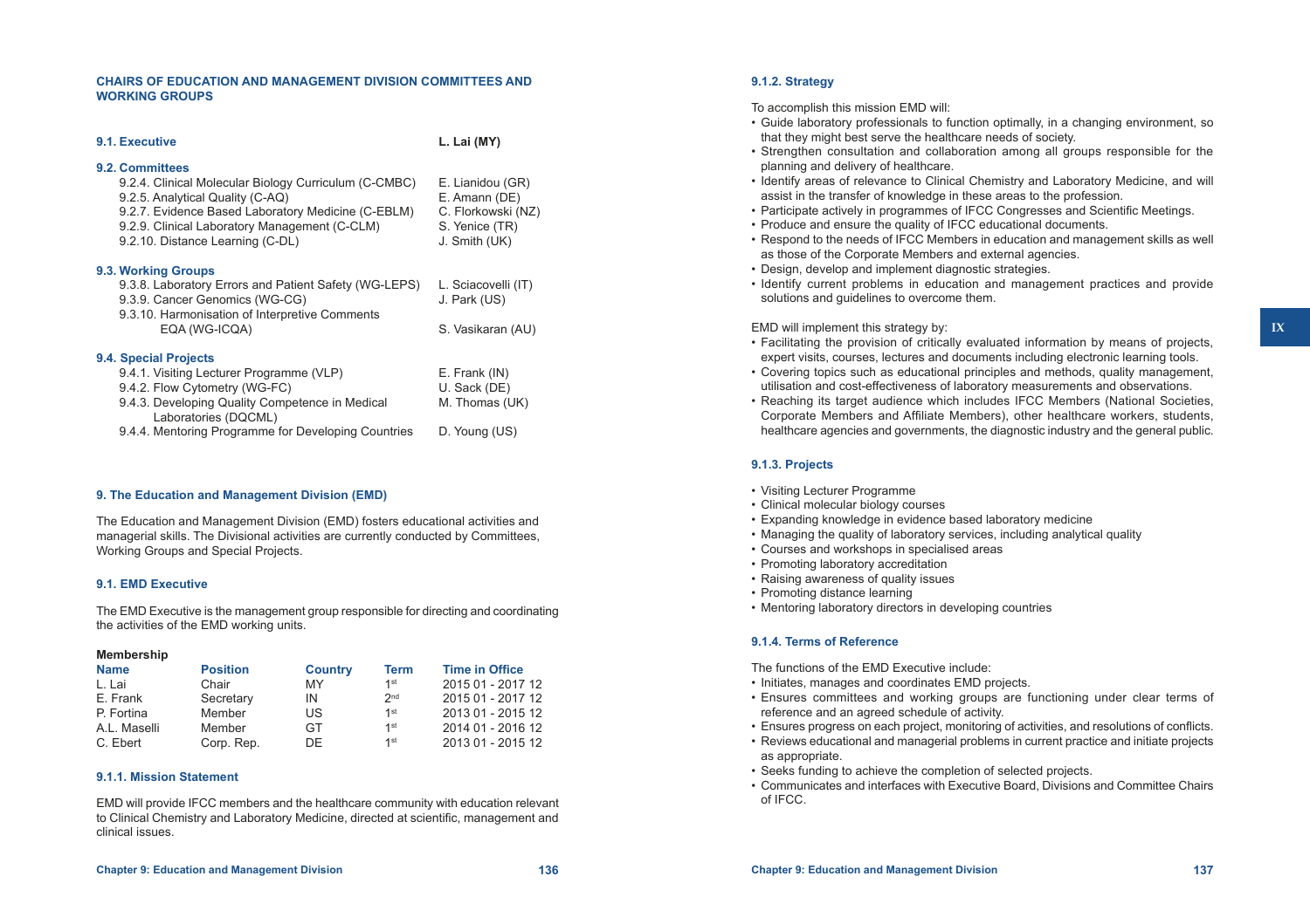## CHAIRS OF EDUCATION AND MANAGEMENT DIVISION COMMITTEES AND WORKING GROUPS

**9.1. Executive** — **L. Lai (MY)**

**9.2. Committees**

| | |
|---|---|
| 9.2.4. Clinical Molecular Biology Curriculum (C-CMBC) | E. Lianidou (GR) |
| 9.2.5. Analytical Quality (C-AQ) | E. Amann (DE) |
| 9.2.7. Evidence Based Laboratory Medicine (C-EBLM) | C. Florkowski (NZ) |
| 9.2.9. Clinical Laboratory Management (C-CLM) | S. Yenice (TR) |
| 9.2.10. Distance Learning (C-DL) | J. Smith (UK) |

**9.3. Working Groups**

| | |
|---|---|
| 9.3.8. Laboratory Errors and Patient Safety (WG-LEPS) | L. Sciacovelli (IT) |
| 9.3.9. Cancer Genomics (WG-CG) | J. Park (US) |
| 9.3.10. Harmonisation of Interpretive Comments EQA (WG-ICQA) | S. Vasikaran (AU) |

**9.4. Special Projects**

| | |
|---|---|
| 9.4.1. Visiting Lecturer Programme (VLP) | E. Frank (IN) |
| 9.4.2. Flow Cytometry (WG-FC) | U. Sack (DE) |
| 9.4.3. Developing Quality Competence in Medical Laboratories (DQCML) | M. Thomas (UK) |
| 9.4.4. Mentoring Programme for Developing Countries | D. Young (US) |

## 9. The Education and Management Division (EMD)

The Education and Management Division (EMD) fosters educational activities and managerial skills. The Divisional activities are currently conducted by Committees, Working Groups and Special Projects.

### 9.1. EMD Executive

The EMD Executive is the management group responsible for directing and coordinating the activities of the EMD working units.

**Membership**

| Name | Position | Country | Term | Time in Office |
|---|---|---|---|---|
| L. Lai | Chair | MY | 1st | 2015 01 - 2017 12 |
| E. Frank | Secretary | IN | 2nd | 2015 01 - 2017 12 |
| P. Fortina | Member | US | 1st | 2013 01 - 2015 12 |
| A.L. Maselli | Member | GT | 1st | 2014 01 - 2016 12 |
| C. Ebert | Corp. Rep. | DE | 1st | 2013 01 - 2015 12 |

#### 9.1.1. Mission Statement

EMD will provide IFCC members and the healthcare community with education relevant to Clinical Chemistry and Laboratory Medicine, directed at scientific, management and clinical issues.

#### 9.1.2. Strategy

To accomplish this mission EMD will:

- Guide laboratory professionals to function optimally, in a changing environment, so that they might best serve the healthcare needs of society.
- Strengthen consultation and collaboration among all groups responsible for the planning and delivery of healthcare.
- Identify areas of relevance to Clinical Chemistry and Laboratory Medicine, and will assist in the transfer of knowledge in these areas to the profession.
- Participate actively in programmes of IFCC Congresses and Scientific Meetings.
- Produce and ensure the quality of IFCC educational documents.
- Respond to the needs of IFCC Members in education and management skills as well as those of the Corporate Members and external agencies.
- Design, develop and implement diagnostic strategies.
- Identify current problems in education and management practices and provide solutions and guidelines to overcome them.

EMD will implement this strategy by:

- Facilitating the provision of critically evaluated information by means of projects, expert visits, courses, lectures and documents including electronic learning tools.
- Covering topics such as educational principles and methods, quality management, utilisation and cost-effectiveness of laboratory measurements and observations.
- Reaching its target audience which includes IFCC Members (National Societies, Corporate Members and Affiliate Members), other healthcare workers, students, healthcare agencies and governments, the diagnostic industry and the general public.

#### 9.1.3. Projects

- Visiting Lecturer Programme
- Clinical molecular biology courses
- Expanding knowledge in evidence based laboratory medicine
- Managing the quality of laboratory services, including analytical quality
- Courses and workshops in specialised areas
- Promoting laboratory accreditation
- Raising awareness of quality issues
- Promoting distance learning
- Mentoring laboratory directors in developing countries

#### 9.1.4. Terms of Reference

The functions of the EMD Executive include:

- Initiates, manages and coordinates EMD projects.
- Ensures committees and working groups are functioning under clear terms of reference and an agreed schedule of activity.
- Ensures progress on each project, monitoring of activities, and resolutions of conflicts.
- Reviews educational and managerial problems in current practice and initiate projects as appropriate.
- Seeks funding to achieve the completion of selected projects.
- Communicates and interfaces with Executive Board, Divisions and Committee Chairs of IFCC.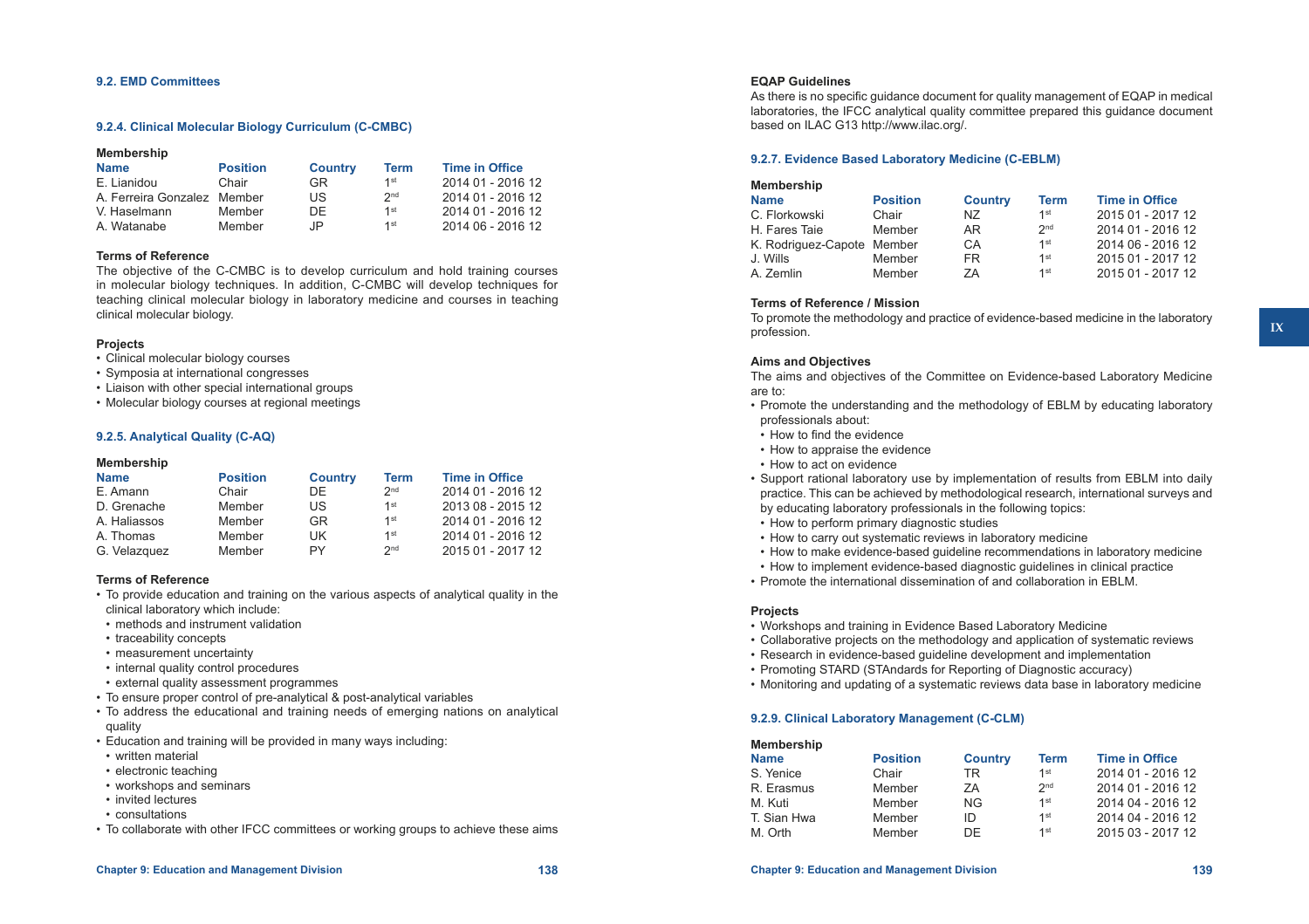## 9.2. EMD Committees

### 9.2.4. Clinical Molecular Biology Curriculum (C-CMBC)

**Membership**

| Name | Position | Country | Term | Time in Office |
|---|---|---|---|---|
| E. Lianidou | Chair | GR | 1st | 2014 01 - 2016 12 |
| A. Ferreira Gonzalez | Member | US | 2nd | 2014 01 - 2016 12 |
| V. Haselmann | Member | DE | 1st | 2014 01 - 2016 12 |
| A. Watanabe | Member | JP | 1st | 2014 06 - 2016 12 |

**Terms of Reference**

The objective of the C-CMBC is to develop curriculum and hold training courses in molecular biology techniques. In addition, C-CMBC will develop techniques for teaching clinical molecular biology in laboratory medicine and courses in teaching clinical molecular biology.

**Projects**

- Clinical molecular biology courses
- Symposia at international congresses
- Liaison with other special international groups
- Molecular biology courses at regional meetings

### 9.2.5. Analytical Quality (C-AQ)

**Membership**

| Name | Position | Country | Term | Time in Office |
|---|---|---|---|---|
| E. Amann | Chair | DE | 2nd | 2014 01 - 2016 12 |
| D. Grenache | Member | US | 1st | 2013 08 - 2015 12 |
| A. Haliassos | Member | GR | 1st | 2014 01 - 2016 12 |
| A. Thomas | Member | UK | 1st | 2014 01 - 2016 12 |
| G. Velazquez | Member | PY | 2nd | 2015 01 - 2017 12 |

**Terms of Reference**

- To provide education and training on the various aspects of analytical quality in the clinical laboratory which include:
  - methods and instrument validation
  - traceability concepts
  - measurement uncertainty
  - internal quality control procedures
  - external quality assessment programmes
- To ensure proper control of pre-analytical & post-analytical variables
- To address the educational and training needs of emerging nations on analytical quality
- Education and training will be provided in many ways including:
  - written material
  - electronic teaching
  - workshops and seminars
  - invited lectures
  - consultations
- To collaborate with other IFCC committees or working groups to achieve these aims

**EQAP Guidelines**

As there is no specific guidance document for quality management of EQAP in medical laboratories, the IFCC analytical quality committee prepared this guidance document based on ILAC G13 http://www.ilac.org/.

### 9.2.7. Evidence Based Laboratory Medicine (C-EBLM)

**Membership**

| Name | Position | Country | Term | Time in Office |
|---|---|---|---|---|
| C. Florkowski | Chair | NZ | 1st | 2015 01 - 2017 12 |
| H. Fares Taie | Member | AR | 2nd | 2014 01 - 2016 12 |
| K. Rodriguez-Capote | Member | CA | 1st | 2014 06 - 2016 12 |
| J. Wills | Member | FR | 1st | 2015 01 - 2017 12 |
| A. Zemlin | Member | ZA | 1st | 2015 01 - 2017 12 |

**Terms of Reference / Mission**

To promote the methodology and practice of evidence-based medicine in the laboratory profession.

**Aims and Objectives**

The aims and objectives of the Committee on Evidence-based Laboratory Medicine are to:

- Promote the understanding and the methodology of EBLM by educating laboratory professionals about:
  - How to find the evidence
  - How to appraise the evidence
  - How to act on evidence
- Support rational laboratory use by implementation of results from EBLM into daily practice. This can be achieved by methodological research, international surveys and by educating laboratory professionals in the following topics:
  - How to perform primary diagnostic studies
  - How to carry out systematic reviews in laboratory medicine
  - How to make evidence-based guideline recommendations in laboratory medicine
  - How to implement evidence-based diagnostic guidelines in clinical practice
- Promote the international dissemination of and collaboration in EBLM.

**Projects**

- Workshops and training in Evidence Based Laboratory Medicine
- Collaborative projects on the methodology and application of systematic reviews
- Research in evidence-based guideline development and implementation
- Promoting STARD (STAndards for Reporting of Diagnostic accuracy)
- Monitoring and updating of a systematic reviews data base in laboratory medicine

### 9.2.9. Clinical Laboratory Management (C-CLM)

**Membership**

| Name | Position | Country | Term | Time in Office |
|---|---|---|---|---|
| S. Yenice | Chair | TR | 1st | 2014 01 - 2016 12 |
| R. Erasmus | Member | ZA | 2nd | 2014 01 - 2016 12 |
| M. Kuti | Member | NG | 1st | 2014 04 - 2016 12 |
| T. Sian Hwa | Member | ID | 1st | 2014 04 - 2016 12 |
| M. Orth | Member | DE | 1st | 2015 03 - 2017 12 |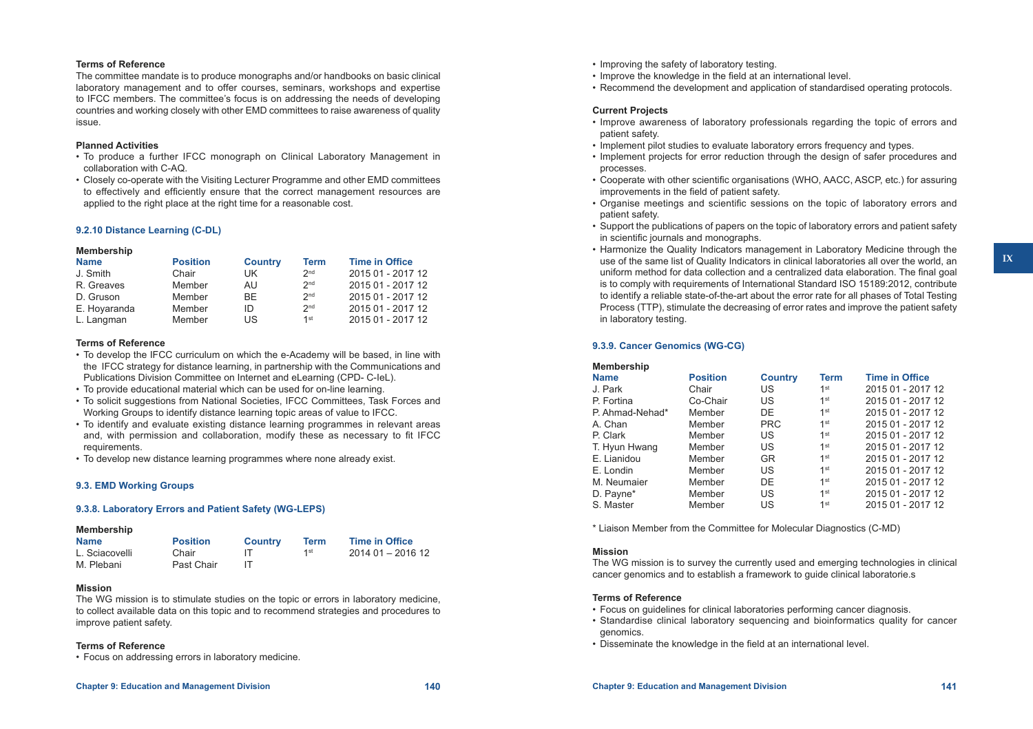#### Terms of Reference

The committee mandate is to produce monographs and/or handbooks on basic clinical laboratory management and to offer courses, seminars, workshops and expertise to IFCC members. The committee's focus is on addressing the needs of developing countries and working closely with other EMD committees to raise awareness of quality issue.

#### Planned Activities

- To produce a further IFCC monograph on Clinical Laboratory Management in collaboration with C-AQ.
- Closely co-operate with the Visiting Lecturer Programme and other EMD committees to effectively and efficiently ensure that the correct management resources are applied to the right place at the right time for a reasonable cost.

### 9.2.10 Distance Learning (C-DL)

#### Membership

| Name | Position | Country | Term | Time in Office |
|---|---|---|---|---|
| J. Smith | Chair | UK | 2nd | 2015 01 - 2017 12 |
| R. Greaves | Member | AU | 2nd | 2015 01 - 2017 12 |
| D. Gruson | Member | BE | 2nd | 2015 01 - 2017 12 |
| E. Hoyaranda | Member | ID | 2nd | 2015 01 - 2017 12 |
| L. Langman | Member | US | 1st | 2015 01 - 2017 12 |

#### Terms of Reference

- To develop the IFCC curriculum on which the e-Academy will be based, in line with the IFCC strategy for distance learning, in partnership with the Communications and Publications Division Committee on Internet and eLearning (CPD- C-IeL).
- To provide educational material which can be used for on-line learning.
- To solicit suggestions from National Societies, IFCC Committees, Task Forces and Working Groups to identify distance learning topic areas of value to IFCC.
- To identify and evaluate existing distance learning programmes in relevant areas and, with permission and collaboration, modify these as necessary to fit IFCC requirements.
- To develop new distance learning programmes where none already exist.

## 9.3. EMD Working Groups

### 9.3.8. Laboratory Errors and Patient Safety (WG-LEPS)

#### Membership

| Name | Position | Country | Term | Time in Office |
|---|---|---|---|---|
| L. Sciacovelli | Chair | IT | 1st | 2014 01 – 2016 12 |
| M. Plebani | Past Chair | IT | | |

#### Mission

The WG mission is to stimulate studies on the topic or errors in laboratory medicine, to collect available data on this topic and to recommend strategies and procedures to improve patient safety.

#### Terms of Reference

- Focus on addressing errors in laboratory medicine.
- Improving the safety of laboratory testing.
- Improve the knowledge in the field at an international level.
- Recommend the development and application of standardised operating protocols.

#### Current Projects

- Improve awareness of laboratory professionals regarding the topic of errors and patient safety.
- Implement pilot studies to evaluate laboratory errors frequency and types.
- Implement projects for error reduction through the design of safer procedures and processes.
- Cooperate with other scientific organisations (WHO, AACC, ASCP, etc.) for assuring improvements in the field of patient safety.
- Organise meetings and scientific sessions on the topic of laboratory errors and patient safety.
- Support the publications of papers on the topic of laboratory errors and patient safety in scientific journals and monographs.
- Harmonize the Quality Indicators management in Laboratory Medicine through the use of the same list of Quality Indicators in clinical laboratories all over the world, an uniform method for data collection and a centralized data elaboration. The final goal is to comply with requirements of International Standard ISO 15189:2012, contribute to identify a reliable state-of-the-art about the error rate for all phases of Total Testing Process (TTP), stimulate the decreasing of error rates and improve the patient safety in laboratory testing.

### 9.3.9. Cancer Genomics (WG-CG)

#### Membership

| Name | Position | Country | Term | Time in Office |
|---|---|---|---|---|
| J. Park | Chair | US | 1st | 2015 01 - 2017 12 |
| P. Fortina | Co-Chair | US | 1st | 2015 01 - 2017 12 |
| P. Ahmad-Nehad* | Member | DE | 1st | 2015 01 - 2017 12 |
| A. Chan | Member | PRC | 1st | 2015 01 - 2017 12 |
| P. Clark | Member | US | 1st | 2015 01 - 2017 12 |
| T. Hyun Hwang | Member | US | 1st | 2015 01 - 2017 12 |
| E. Lianidou | Member | GR | 1st | 2015 01 - 2017 12 |
| E. Londin | Member | US | 1st | 2015 01 - 2017 12 |
| M. Neumaier | Member | DE | 1st | 2015 01 - 2017 12 |
| D. Payne* | Member | US | 1st | 2015 01 - 2017 12 |
| S. Master | Member | US | 1st | 2015 01 - 2017 12 |

* Liaison Member from the Committee for Molecular Diagnostics (C-MD)

#### Mission

The WG mission is to survey the currently used and emerging technologies in clinical cancer genomics and to establish a framework to guide clinical laboratorie.s

#### Terms of Reference

- Focus on guidelines for clinical laboratories performing cancer diagnosis.
- Standardise clinical laboratory sequencing and bioinformatics quality for cancer genomics.
- Disseminate the knowledge in the field at an international level.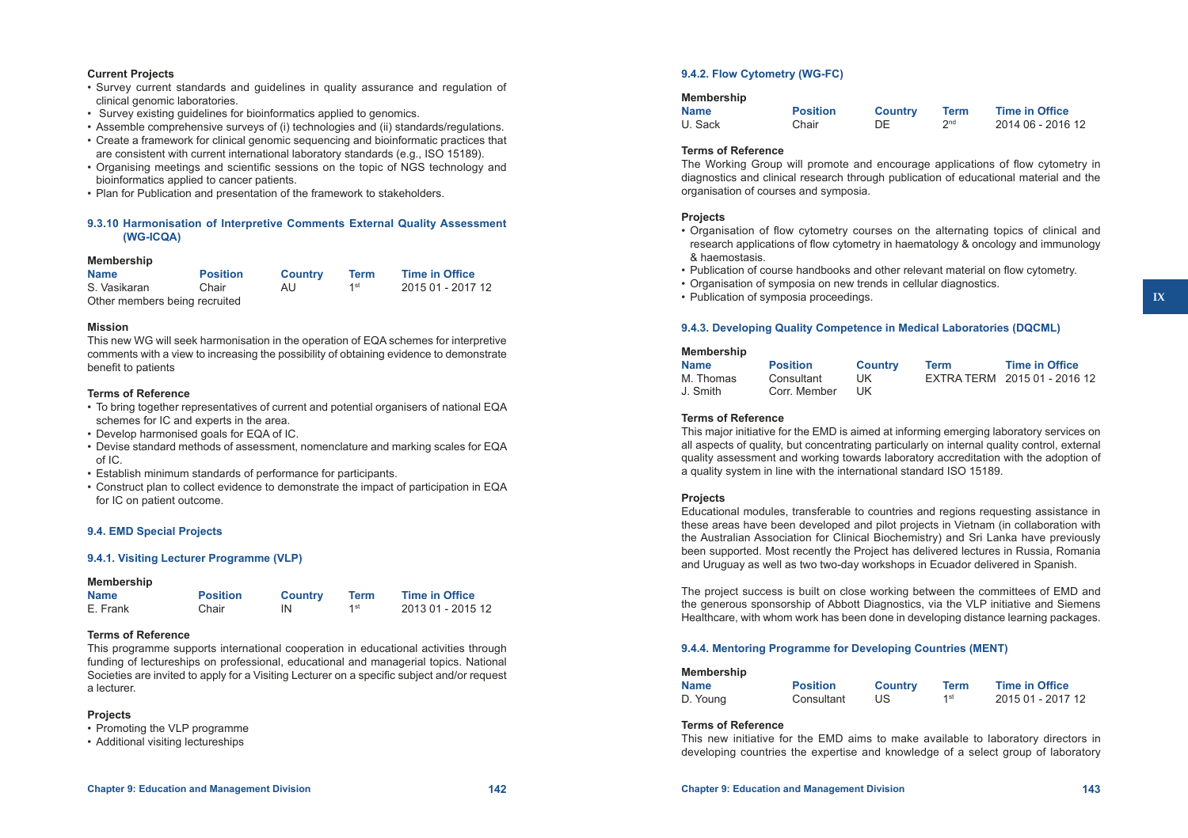**Current Projects**

- Survey current standards and guidelines in quality assurance and regulation of clinical genomic laboratories.
- Survey existing guidelines for bioinformatics applied to genomics.
- Assemble comprehensive surveys of (i) technologies and (ii) standards/regulations.
- Create a framework for clinical genomic sequencing and bioinformatic practices that are consistent with current international laboratory standards (e.g., ISO 15189).
- Organising meetings and scientific sessions on the topic of NGS technology and bioinformatics applied to cancer patients.
- Plan for Publication and presentation of the framework to stakeholders.

### 9.3.10 Harmonisation of Interpretive Comments External Quality Assessment (WG-ICQA)

**Membership**

| Name | Position | Country | Term | Time in Office |
|---|---|---|---|---|
| S. Vasikaran | Chair | AU | 1st | 2015 01 - 2017 12 |

Other members being recruited

**Mission**

This new WG will seek harmonisation in the operation of EQA schemes for interpretive comments with a view to increasing the possibility of obtaining evidence to demonstrate benefit to patients

**Terms of Reference**

- To bring together representatives of current and potential organisers of national EQA schemes for IC and experts in the area.
- Develop harmonised goals for EQA of IC.
- Devise standard methods of assessment, nomenclature and marking scales for EQA of IC.
- Establish minimum standards of performance for participants.
- Construct plan to collect evidence to demonstrate the impact of participation in EQA for IC on patient outcome.

## 9.4. EMD Special Projects

### 9.4.1. Visiting Lecturer Programme (VLP)

**Membership**

| Name | Position | Country | Term | Time in Office |
|---|---|---|---|---|
| E. Frank | Chair | IN | 1st | 2013 01 - 2015 12 |

**Terms of Reference**

This programme supports international cooperation in educational activities through funding of lectureships on professional, educational and managerial topics. National Societies are invited to apply for a Visiting Lecturer on a specific subject and/or request a lecturer.

**Projects**

- Promoting the VLP programme
- Additional visiting lectureships

### 9.4.2. Flow Cytometry (WG-FC)

**Membership**

| Name | Position | Country | Term | Time in Office |
|---|---|---|---|---|
| U. Sack | Chair | DE | 2nd | 2014 06 - 2016 12 |

**Terms of Reference**

The Working Group will promote and encourage applications of flow cytometry in diagnostics and clinical research through publication of educational material and the organisation of courses and symposia.

**Projects**

- Organisation of flow cytometry courses on the alternating topics of clinical and research applications of flow cytometry in haematology & oncology and immunology & haemostasis.
- Publication of course handbooks and other relevant material on flow cytometry.
- Organisation of symposia on new trends in cellular diagnostics.
- Publication of symposia proceedings.

### 9.4.3. Developing Quality Competence in Medical Laboratories (DQCML)

**Membership**

| Name | Position | Country | Term | Time in Office |
|---|---|---|---|---|
| M. Thomas | Consultant | UK | EXTRA TERM | 2015 01 - 2016 12 |
| J. Smith | Corr. Member | UK | | |

**Terms of Reference**

This major initiative for the EMD is aimed at informing emerging laboratory services on all aspects of quality, but concentrating particularly on internal quality control, external quality assessment and working towards laboratory accreditation with the adoption of a quality system in line with the international standard ISO 15189.

**Projects**

Educational modules, transferable to countries and regions requesting assistance in these areas have been developed and pilot projects in Vietnam (in collaboration with the Australian Association for Clinical Biochemistry) and Sri Lanka have previously been supported. Most recently the Project has delivered lectures in Russia, Romania and Uruguay as well as two two-day workshops in Ecuador delivered in Spanish.

The project success is built on close working between the committees of EMD and the generous sponsorship of Abbott Diagnostics, via the VLP initiative and Siemens Healthcare, with whom work has been done in developing distance learning packages.

### 9.4.4. Mentoring Programme for Developing Countries (MENT)

**Membership**

| Name | Position | Country | Term | Time in Office |
|---|---|---|---|---|
| D. Young | Consultant | US | 1st | 2015 01 - 2017 12 |

**Terms of Reference**

This new initiative for the EMD aims to make available to laboratory directors in developing countries the expertise and knowledge of a select group of laboratory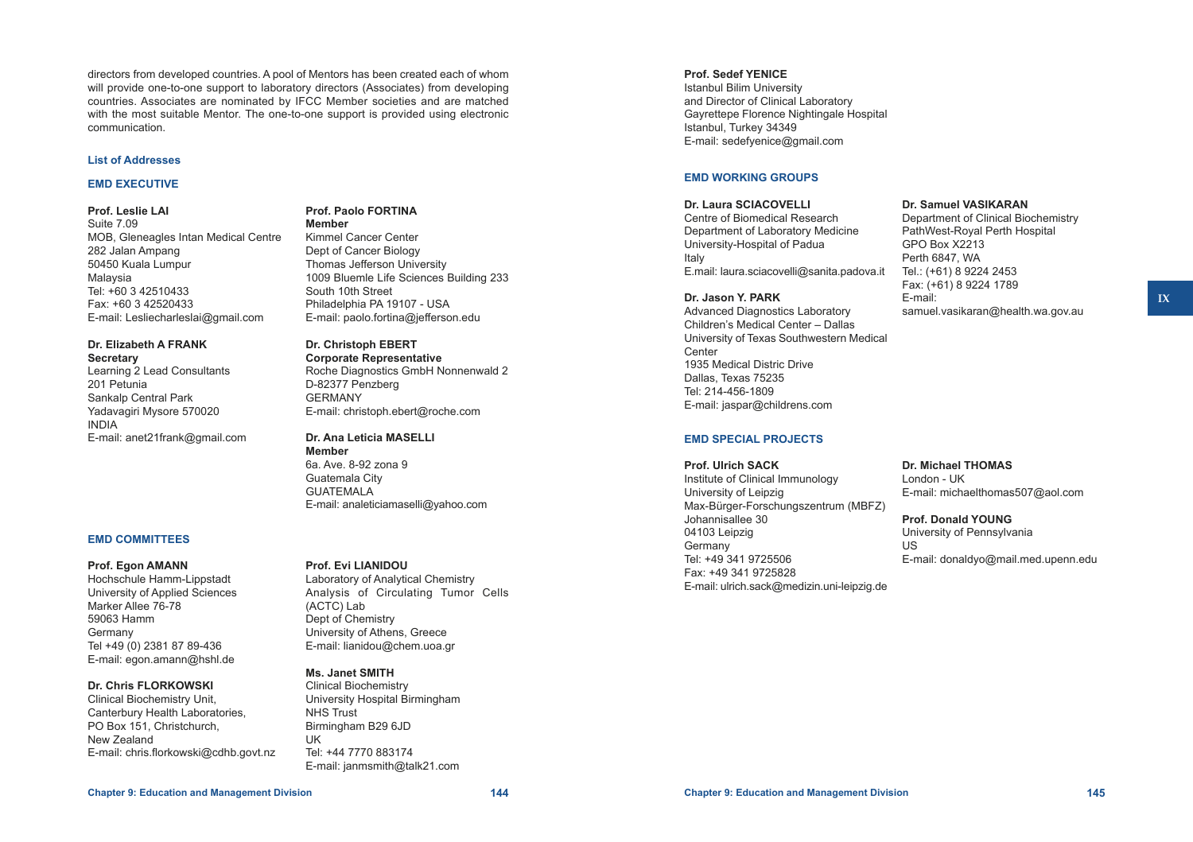directors from developed countries. A pool of Mentors has been created each of whom will provide one-to-one support to laboratory directors (Associates) from developing countries. Associates are nominated by IFCC Member societies and are matched with the most suitable Mentor. The one-to-one support is provided using electronic communication.

### List of Addresses

#### EMD EXECUTIVE

**Prof. Leslie LAI**
Suite 7.09
MOB, Gleneagles Intan Medical Centre
282 Jalan Ampang
50450 Kuala Lumpur
Malaysia
Tel: +60 3 42510433
Fax: +60 3 42520433
E-mail: Lesliecharleslai@gmail.com

**Dr. Elizabeth A FRANK**
**Secretary**
Learning 2 Lead Consultants
201 Petunia
Sankalp Central Park
Yadavagiri Mysore 570020
INDIA
E-mail: anet21frank@gmail.com

**Prof. Paolo FORTINA**
**Member**
Kimmel Cancer Center
Dept of Cancer Biology
Thomas Jefferson University
1009 Bluemle Life Sciences Building 233
South 10th Street
Philadelphia PA 19107 - USA
E-mail: paolo.fortina@jefferson.edu

**Dr. Christoph EBERT**
**Corporate Representative**
Roche Diagnostics GmbH Nonnenwald 2
D-82377 Penzberg
GERMANY
E-mail: christoph.ebert@roche.com

**Dr. Ana Leticia MASELLI**
**Member**
6a. Ave. 8-92 zona 9
Guatemala City
GUATEMALA
E-mail: analeticiamaselli@yahoo.com

#### EMD COMMITTEES

**Prof. Egon AMANN**
Hochschule Hamm-Lippstadt
University of Applied Sciences
Marker Allee 76-78
59063 Hamm
Germany
Tel +49 (0) 2381 87 89-436
E-mail: egon.amann@hshl.de

**Dr. Chris FLORKOWSKI**
Clinical Biochemistry Unit,
Canterbury Health Laboratories,
PO Box 151, Christchurch,
New Zealand
E-mail: chris.florkowski@cdhb.govt.nz

**Prof. Evi LIANIDOU**
Laboratory of Analytical Chemistry
Analysis of Circulating Tumor Cells (ACTC) Lab
Dept of Chemistry
University of Athens, Greece
E-mail: lianidou@chem.uoa.gr

**Ms. Janet SMITH**
Clinical Biochemistry
University Hospital Birmingham
NHS Trust
Birmingham B29 6JD
UK
Tel: +44 7770 883174
E-mail: janmsmith@talk21.com

**Prof. Sedef YENICE**
Istanbul Bilim University
and Director of Clinical Laboratory
Gayrettepe Florence Nightingale Hospital
Istanbul, Turkey 34349
E-mail: sedefyenice@gmail.com

#### EMD WORKING GROUPS

**Dr. Laura SCIACOVELLI**
Centre of Biomedical Research
Department of Laboratory Medicine
University-Hospital of Padua
Italy
E.mail: laura.sciacovelli@sanita.padova.it

**Dr. Jason Y. PARK**
Advanced Diagnostics Laboratory
Children's Medical Center – Dallas
University of Texas Southwestern Medical Center
1935 Medical Distric Drive
Dallas, Texas 75235
Tel: 214-456-1809
E-mail: jaspar@childrens.com

**Dr. Samuel VASIKARAN**
Department of Clinical Biochemistry
PathWest-Royal Perth Hospital
GPO Box X2213
Perth 6847, WA
Tel.: (+61) 8 9224 2453
Fax: (+61) 8 9224 1789
E-mail:
samuel.vasikaran@health.wa.gov.au

#### EMD SPECIAL PROJECTS

**Prof. Ulrich SACK**
Institute of Clinical Immunology
University of Leipzig
Max-Bürger-Forschungszentrum (MBFZ)
Johannisallee 30
04103 Leipzig
Germany
Tel: +49 341 9725506
Fax: +49 341 9725828
E-mail: ulrich.sack@medizin.uni-leipzig.de

**Dr. Michael THOMAS**
London - UK
E-mail: michaelthomas507@aol.com

**Prof. Donald YOUNG**
University of Pennsylvania
US
E-mail: donaldyo@mail.med.upenn.edu